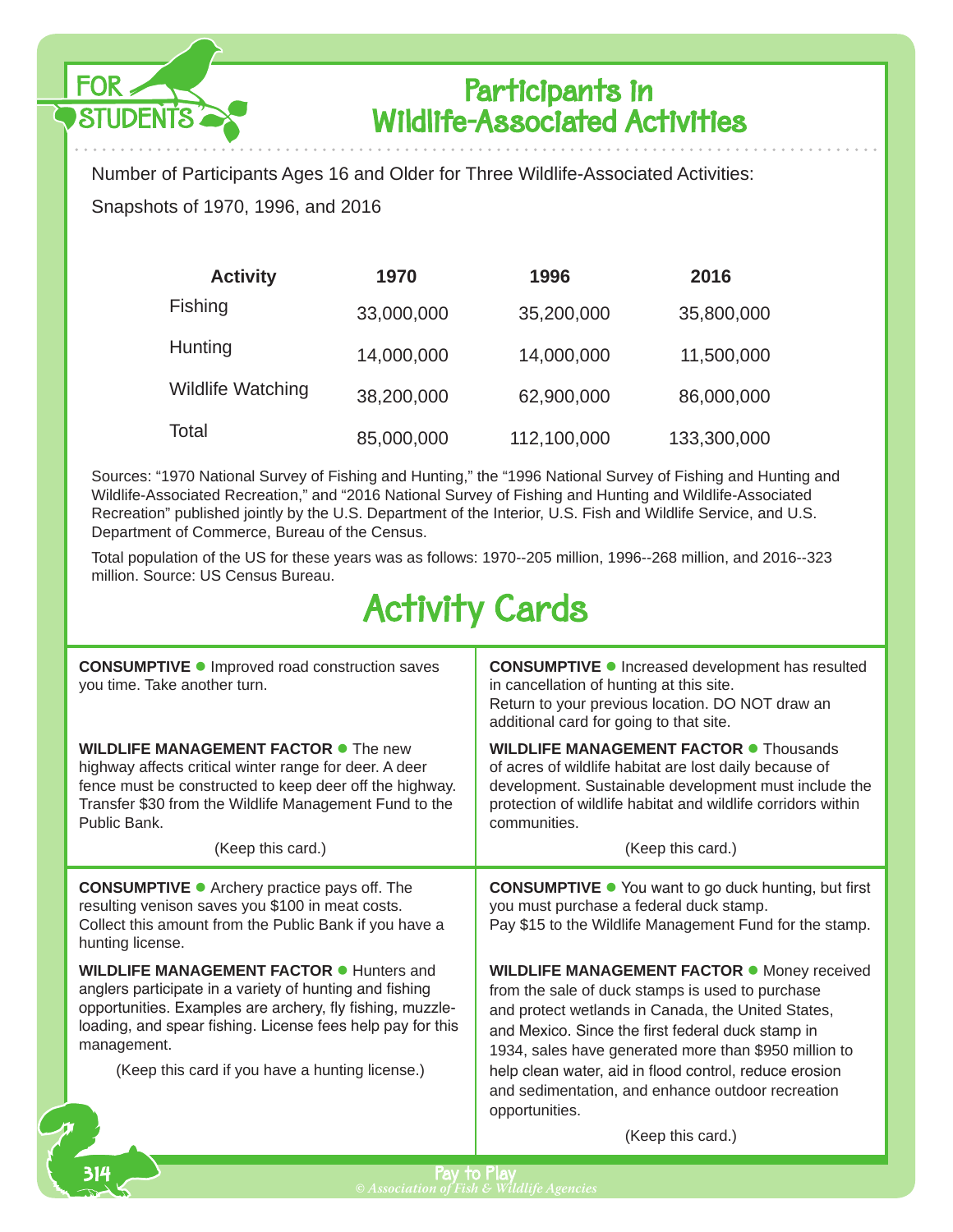# Participants in Wildlife-Associated Activities

Number of Participants Ages 16 and Older for Three Wildlife-Associated Activities:

Snapshots of 1970, 1996, and 2016

| Activity | 1970 | 1996 | 2016 |
|---|---|---|---|
| Fishing | 33,000,000 | 35,200,000 | 35,800,000 |
| Hunting | 14,000,000 | 14,000,000 | 11,500,000 |
| Wildlife Watching | 38,200,000 | 62,900,000 | 86,000,000 |
| Total | 85,000,000 | 112,100,000 | 133,300,000 |

Sources: "1970 National Survey of Fishing and Hunting," the "1996 National Survey of Fishing and Hunting and Wildlife-Associated Recreation," and "2016 National Survey of Fishing and Hunting and Wildlife-Associated Recreation" published jointly by the U.S. Department of the Interior, U.S. Fish and Wildlife Service, and U.S. Department of Commerce, Bureau of the Census.

Total population of the US for these years was as follows: 1970--205 million, 1996--268 million, and 2016--323 million. Source: US Census Bureau.

## Activity Cards

**CONSUMPTIVE** ● Improved road construction saves you time. Take another turn.

**WILDLIFE MANAGEMENT FACTOR** ● The new highway affects critical winter range for deer. A deer fence must be constructed to keep deer off the highway. Transfer $30 from the Wildlife Management Fund to the Public Bank.

(Keep this card.)

---

**CONSUMPTIVE** ● Increased development has resulted in cancellation of hunting at this site. Return to your previous location. DO NOT draw an additional card for going to that site.

**WILDLIFE MANAGEMENT FACTOR** ● Thousands of acres of wildlife habitat are lost daily because of development. Sustainable development must include the protection of wildlife habitat and wildlife corridors within communities.

(Keep this card.)

---

**CONSUMPTIVE** ● Archery practice pays off. The resulting venison saves you $100 in meat costs. Collect this amount from the Public Bank if you have a hunting license.

**WILDLIFE MANAGEMENT FACTOR** ● Hunters and anglers participate in a variety of hunting and fishing opportunities. Examples are archery, fly fishing, muzzle-loading, and spear fishing. License fees help pay for this management.

(Keep this card if you have a hunting license.)

---

**CONSUMPTIVE** ● You want to go duck hunting, but first you must purchase a federal duck stamp. Pay $15 to the Wildlife Management Fund for the stamp.

**WILDLIFE MANAGEMENT FACTOR** ● Money received from the sale of duck stamps is used to purchase and protect wetlands in Canada, the United States, and Mexico. Since the first federal duck stamp in 1934, sales have generated more than $950 million to help clean water, aid in flood control, reduce erosion and sedimentation, and enhance outdoor recreation opportunities.

(Keep this card.)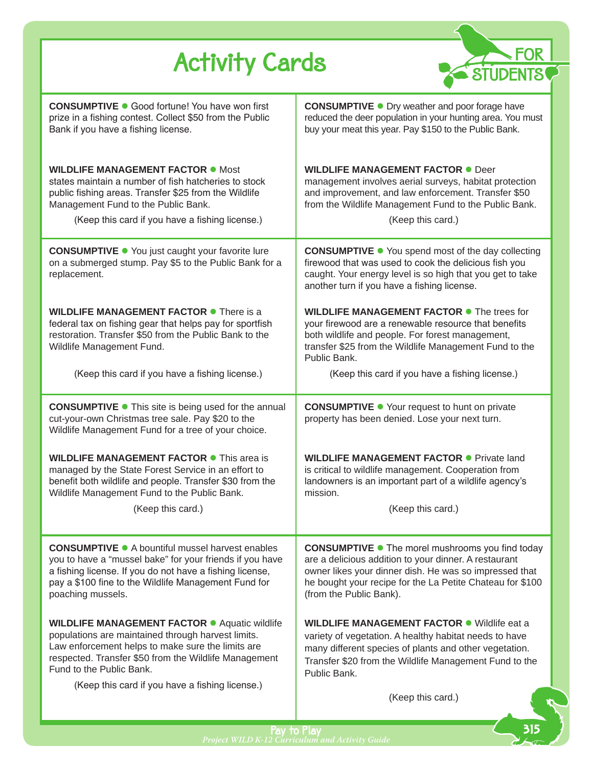# Activity Cards

FOR STUDENTS

**CONSUMPTIVE** ● Good fortune! You have won first prize in a fishing contest. Collect $50 from the Public Bank if you have a fishing license.

**WILDLIFE MANAGEMENT FACTOR** ● Most states maintain a number of fish hatcheries to stock public fishing areas. Transfer $25 from the Wildlife Management Fund to the Public Bank.

(Keep this card if you have a fishing license.)

---

**CONSUMPTIVE** ● Dry weather and poor forage have reduced the deer population in your hunting area. You must buy your meat this year. Pay $150 to the Public Bank.

**WILDLIFE MANAGEMENT FACTOR** ● Deer management involves aerial surveys, habitat protection and improvement, and law enforcement. Transfer $50 from the Wildlife Management Fund to the Public Bank.

(Keep this card.)

---

**CONSUMPTIVE** ● You just caught your favorite lure on a submerged stump. Pay $5 to the Public Bank for a replacement.

**WILDLIFE MANAGEMENT FACTOR** ● There is a federal tax on fishing gear that helps pay for sportfish restoration. Transfer $50 from the Public Bank to the Wildlife Management Fund.

(Keep this card if you have a fishing license.)

---

**CONSUMPTIVE** ● You spend most of the day collecting firewood that was used to cook the delicious fish you caught. Your energy level is so high that you get to take another turn if you have a fishing license.

**WILDLIFE MANAGEMENT FACTOR** ● The trees for your firewood are a renewable resource that benefits both wildlife and people. For forest management, transfer $25 from the Wildlife Management Fund to the Public Bank.

(Keep this card if you have a fishing license.)

---

**CONSUMPTIVE** ● This site is being used for the annual cut-your-own Christmas tree sale. Pay $20 to the Wildlife Management Fund for a tree of your choice.

**WILDLIFE MANAGEMENT FACTOR** ● This area is managed by the State Forest Service in an effort to benefit both wildlife and people. Transfer $30 from the Wildlife Management Fund to the Public Bank.

(Keep this card.)

---

**CONSUMPTIVE** ● Your request to hunt on private property has been denied. Lose your next turn.

**WILDLIFE MANAGEMENT FACTOR** ● Private land is critical to wildlife management. Cooperation from landowners is an important part of a wildlife agency's mission.

(Keep this card.)

---

**CONSUMPTIVE** ● A bountiful mussel harvest enables you to have a "mussel bake" for your friends if you have a fishing license. If you do not have a fishing license, pay a $100 fine to the Wildlife Management Fund for poaching mussels.

**WILDLIFE MANAGEMENT FACTOR** ● Aquatic wildlife populations are maintained through harvest limits. Law enforcement helps to make sure the limits are respected. Transfer $50 from the Wildlife Management Fund to the Public Bank.

(Keep this card if you have a fishing license.)

---

**CONSUMPTIVE** ● The morel mushrooms you find today are a delicious addition to your dinner. A restaurant owner likes your dinner dish. He was so impressed that he bought your recipe for the La Petite Chateau for $100 (from the Public Bank).

**WILDLIFE MANAGEMENT FACTOR** ● Wildlife eat a variety of vegetation. A healthy habitat needs to have many different species of plants and other vegetation. Transfer $20 from the Wildlife Management Fund to the Public Bank.

(Keep this card.)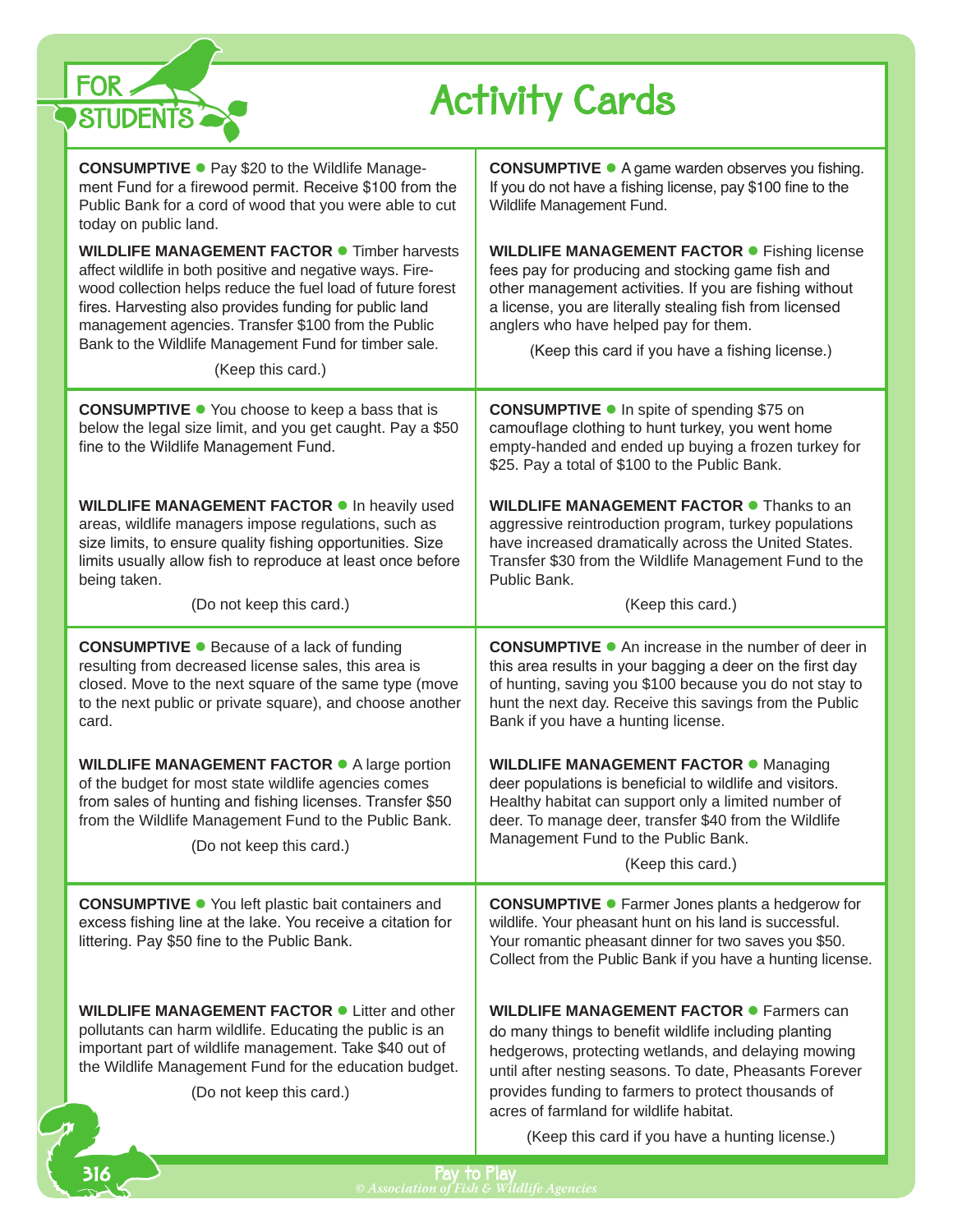# FOR STUDENTS

# Activity Cards

**CONSUMPTIVE** ● Pay $20 to the Wildlife Management Fund for a firewood permit. Receive $100 from the Public Bank for a cord of wood that you were able to cut today on public land.

**WILDLIFE MANAGEMENT FACTOR** ● Timber harvests affect wildlife in both positive and negative ways. Firewood collection helps reduce the fuel load of future forest fires. Harvesting also provides funding for public land management agencies. Transfer $100 from the Public Bank to the Wildlife Management Fund for timber sale.

(Keep this card.)

---

**CONSUMPTIVE** ● A game warden observes you fishing. If you do not have a fishing license, pay $100 fine to the Wildlife Management Fund.

**WILDLIFE MANAGEMENT FACTOR** ● Fishing license fees pay for producing and stocking game fish and other management activities. If you are fishing without a license, you are literally stealing fish from licensed anglers who have helped pay for them.

(Keep this card if you have a fishing license.)

---

**CONSUMPTIVE** ● You choose to keep a bass that is below the legal size limit, and you get caught. Pay a $50 fine to the Wildlife Management Fund.

**WILDLIFE MANAGEMENT FACTOR** ● In heavily used areas, wildlife managers impose regulations, such as size limits, to ensure quality fishing opportunities. Size limits usually allow fish to reproduce at least once before being taken.

(Do not keep this card.)

---

**CONSUMPTIVE** ● In spite of spending $75 on camouflage clothing to hunt turkey, you went home empty-handed and ended up buying a frozen turkey for $25. Pay a total of $100 to the Public Bank.

**WILDLIFE MANAGEMENT FACTOR** ● Thanks to an aggressive reintroduction program, turkey populations have increased dramatically across the United States. Transfer $30 from the Wildlife Management Fund to the Public Bank.

(Keep this card.)

---

**CONSUMPTIVE** ● Because of a lack of funding resulting from decreased license sales, this area is closed. Move to the next square of the same type (move to the next public or private square), and choose another card.

**WILDLIFE MANAGEMENT FACTOR** ● A large portion of the budget for most state wildlife agencies comes from sales of hunting and fishing licenses. Transfer $50 from the Wildlife Management Fund to the Public Bank.

(Do not keep this card.)

---

**CONSUMPTIVE** ● An increase in the number of deer in this area results in your bagging a deer on the first day of hunting, saving you $100 because you do not stay to hunt the next day. Receive this savings from the Public Bank if you have a hunting license.

**WILDLIFE MANAGEMENT FACTOR** ● Managing deer populations is beneficial to wildlife and visitors. Healthy habitat can support only a limited number of deer. To manage deer, transfer $40 from the Wildlife Management Fund to the Public Bank.

(Keep this card.)

---

**CONSUMPTIVE** ● You left plastic bait containers and excess fishing line at the lake. You receive a citation for littering. Pay $50 fine to the Public Bank.

**WILDLIFE MANAGEMENT FACTOR** ● Litter and other pollutants can harm wildlife. Educating the public is an important part of wildlife management. Take $40 out of the Wildlife Management Fund for the education budget.

(Do not keep this card.)

---

**CONSUMPTIVE** ● Farmer Jones plants a hedgerow for wildlife. Your pheasant hunt on his land is successful. Your romantic pheasant dinner for two saves you $50. Collect from the Public Bank if you have a hunting license.

**WILDLIFE MANAGEMENT FACTOR** ● Farmers can do many things to benefit wildlife including planting hedgerows, protecting wetlands, and delaying mowing until after nesting seasons. To date, Pheasants Forever provides funding to farmers to protect thousands of acres of farmland for wildlife habitat.

(Keep this card if you have a hunting license.)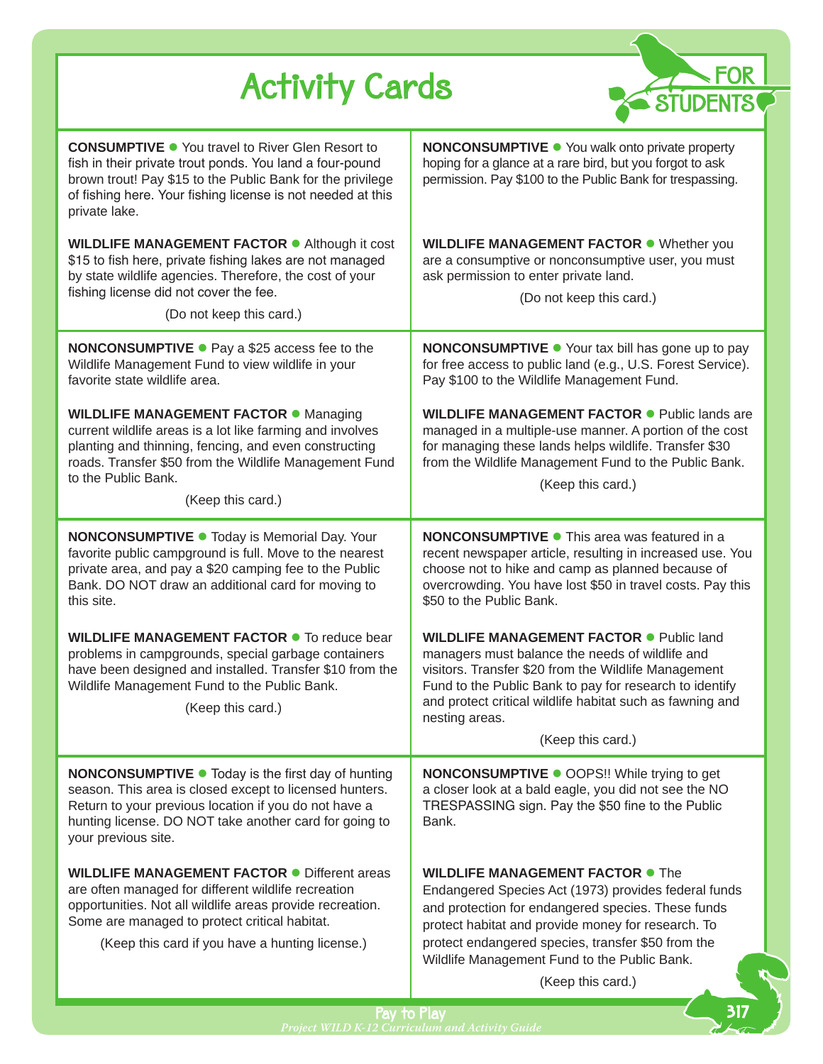# Activity Cards

FOR STUDENTS

**CONSUMPTIVE** ● You travel to River Glen Resort to fish in their private trout ponds. You land a four-pound brown trout! Pay $15 to the Public Bank for the privilege of fishing here. Your fishing license is not needed at this private lake.

**WILDLIFE MANAGEMENT FACTOR** ● Although it cost $15 to fish here, private fishing lakes are not managed by state wildlife agencies. Therefore, the cost of your fishing license did not cover the fee.

(Do not keep this card.)

---

**NONCONSUMPTIVE** ● You walk onto private property hoping for a glance at a rare bird, but you forgot to ask permission. Pay $100 to the Public Bank for trespassing.

**WILDLIFE MANAGEMENT FACTOR** ● Whether you are a consumptive or nonconsumptive user, you must ask permission to enter private land.

(Do not keep this card.)

---

**NONCONSUMPTIVE** ● Pay a $25 access fee to the Wildlife Management Fund to view wildlife in your favorite state wildlife area.

**WILDLIFE MANAGEMENT FACTOR** ● Managing current wildlife areas is a lot like farming and involves planting and thinning, fencing, and even constructing roads. Transfer $50 from the Wildlife Management Fund to the Public Bank.

(Keep this card.)

---

**NONCONSUMPTIVE** ● Your tax bill has gone up to pay for free access to public land (e.g., U.S. Forest Service). Pay $100 to the Wildlife Management Fund.

**WILDLIFE MANAGEMENT FACTOR** ● Public lands are managed in a multiple-use manner. A portion of the cost for managing these lands helps wildlife. Transfer $30 from the Wildlife Management Fund to the Public Bank.

(Keep this card.)

---

**NONCONSUMPTIVE** ● Today is Memorial Day. Your favorite public campground is full. Move to the nearest private area, and pay a $20 camping fee to the Public Bank. DO NOT draw an additional card for moving to this site.

**WILDLIFE MANAGEMENT FACTOR** ● To reduce bear problems in campgrounds, special garbage containers have been designed and installed. Transfer $10 from the Wildlife Management Fund to the Public Bank.

(Keep this card.)

---

**NONCONSUMPTIVE** ● This area was featured in a recent newspaper article, resulting in increased use. You choose not to hike and camp as planned because of overcrowding. You have lost $50 in travel costs. Pay this $50 to the Public Bank.

**WILDLIFE MANAGEMENT FACTOR** ● Public land managers must balance the needs of wildlife and visitors. Transfer $20 from the Wildlife Management Fund to the Public Bank to pay for research to identify and protect critical wildlife habitat such as fawning and nesting areas.

(Keep this card.)

---

**NONCONSUMPTIVE** ● Today is the first day of hunting season. This area is closed except to licensed hunters. Return to your previous location if you do not have a hunting license. DO NOT take another card for going to your previous site.

**WILDLIFE MANAGEMENT FACTOR** ● Different areas are often managed for different wildlife recreation opportunities. Not all wildlife areas provide recreation. Some are managed to protect critical habitat.

(Keep this card if you have a hunting license.)

---

**NONCONSUMPTIVE** ● OOPS!! While trying to get a closer look at a bald eagle, you did not see the NO TRESPASSING sign. Pay the $50 fine to the Public Bank.

**WILDLIFE MANAGEMENT FACTOR** ● The Endangered Species Act (1973) provides federal funds and protection for endangered species. These funds protect habitat and provide money for research. To protect endangered species, transfer $50 from the Wildlife Management Fund to the Public Bank.

(Keep this card.)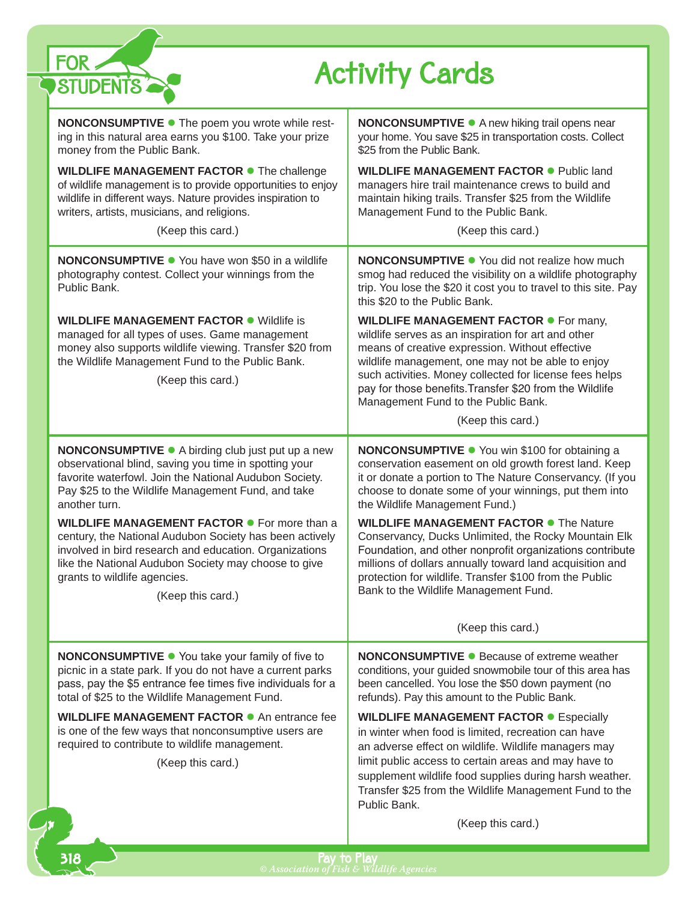# FOR STUDENTS

# Activity Cards

**NONCONSUMPTIVE** ● The poem you wrote while resting in this natural area earns you $100. Take your prize money from the Public Bank.

**WILDLIFE MANAGEMENT FACTOR** ● The challenge of wildlife management is to provide opportunities to enjoy wildlife in different ways. Nature provides inspiration to writers, artists, musicians, and religions.

(Keep this card.)

---

**NONCONSUMPTIVE** ● A new hiking trail opens near your home. You save $25 in transportation costs. Collect $25 from the Public Bank.

**WILDLIFE MANAGEMENT FACTOR** ● Public land managers hire trail maintenance crews to build and maintain hiking trails. Transfer $25 from the Wildlife Management Fund to the Public Bank.

(Keep this card.)

---

**NONCONSUMPTIVE** ● You have won $50 in a wildlife photography contest. Collect your winnings from the Public Bank.

**WILDLIFE MANAGEMENT FACTOR** ● Wildlife is managed for all types of uses. Game management money also supports wildlife viewing. Transfer $20 from the Wildlife Management Fund to the Public Bank.

(Keep this card.)

---

**NONCONSUMPTIVE** ● You did not realize how much smog had reduced the visibility on a wildlife photography trip. You lose the $20 it cost you to travel to this site. Pay this $20 to the Public Bank.

**WILDLIFE MANAGEMENT FACTOR** ● For many, wildlife serves as an inspiration for art and other means of creative expression. Without effective wildlife management, one may not be able to enjoy such activities. Money collected for license fees helps pay for those benefits.Transfer $20 from the Wildlife Management Fund to the Public Bank.

(Keep this card.)

---

**NONCONSUMPTIVE** ● A birding club just put up a new observational blind, saving you time in spotting your favorite waterfowl. Join the National Audubon Society. Pay $25 to the Wildlife Management Fund, and take another turn.

**WILDLIFE MANAGEMENT FACTOR** ● For more than a century, the National Audubon Society has been actively involved in bird research and education. Organizations like the National Audubon Society may choose to give grants to wildlife agencies.

(Keep this card.)

---

**NONCONSUMPTIVE** ● You win $100 for obtaining a conservation easement on old growth forest land. Keep it or donate a portion to The Nature Conservancy. (If you choose to donate some of your winnings, put them into the Wildlife Management Fund.)

**WILDLIFE MANAGEMENT FACTOR** ● The Nature Conservancy, Ducks Unlimited, the Rocky Mountain Elk Foundation, and other nonprofit organizations contribute millions of dollars annually toward land acquisition and protection for wildlife. Transfer $100 from the Public Bank to the Wildlife Management Fund.

(Keep this card.)

---

**NONCONSUMPTIVE** ● You take your family of five to picnic in a state park. If you do not have a current parks pass, pay the $5 entrance fee times five individuals for a total of $25 to the Wildlife Management Fund.

**WILDLIFE MANAGEMENT FACTOR** ● An entrance fee is one of the few ways that nonconsumptive users are required to contribute to wildlife management.

(Keep this card.)

---

**NONCONSUMPTIVE** ● Because of extreme weather conditions, your guided snowmobile tour of this area has been cancelled. You lose the $50 down payment (no refunds). Pay this amount to the Public Bank.

**WILDLIFE MANAGEMENT FACTOR** ● Especially in winter when food is limited, recreation can have an adverse effect on wildlife. Wildlife managers may limit public access to certain areas and may have to supplement wildlife food supplies during harsh weather. Transfer $25 from the Wildlife Management Fund to the Public Bank.

(Keep this card.)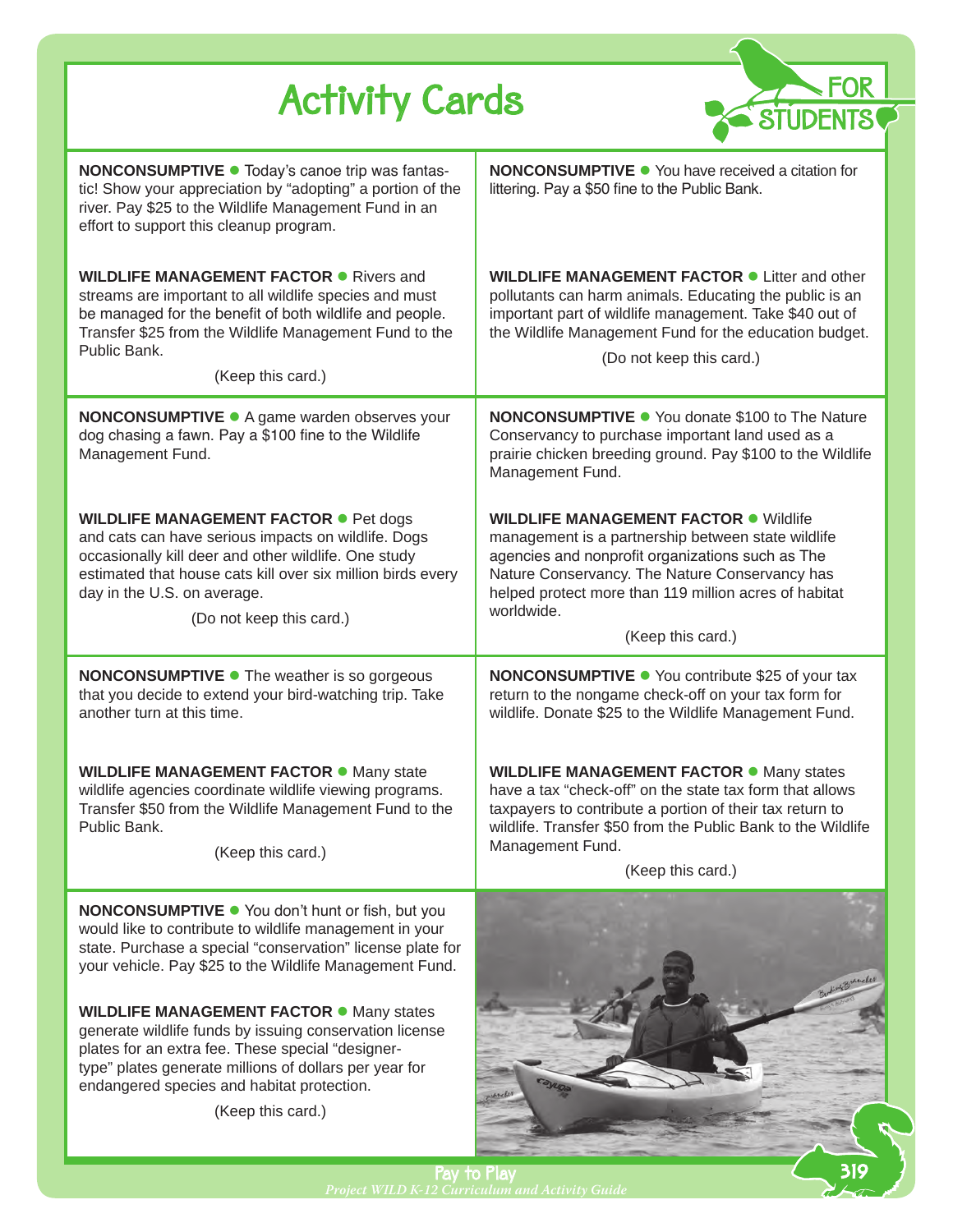# Activity Cards

**NONCONSUMPTIVE** ● Today's canoe trip was fantastic! Show your appreciation by "adopting" a portion of the river. Pay $25 to the Wildlife Management Fund in an effort to support this cleanup program.

**WILDLIFE MANAGEMENT FACTOR** ● Rivers and streams are important to all wildlife species and must be managed for the benefit of both wildlife and people. Transfer $25 from the Wildlife Management Fund to the Public Bank.

(Keep this card.)

---

**NONCONSUMPTIVE** ● You have received a citation for littering. Pay a $50 fine to the Public Bank.

**WILDLIFE MANAGEMENT FACTOR** ● Litter and other pollutants can harm animals. Educating the public is an important part of wildlife management. Take $40 out of the Wildlife Management Fund for the education budget.

(Do not keep this card.)

---

**NONCONSUMPTIVE** ● A game warden observes your dog chasing a fawn. Pay a $100 fine to the Wildlife Management Fund.

**WILDLIFE MANAGEMENT FACTOR** ● Pet dogs and cats can have serious impacts on wildlife. Dogs occasionally kill deer and other wildlife. One study estimated that house cats kill over six million birds every day in the U.S. on average.

(Do not keep this card.)

---

**NONCONSUMPTIVE** ● You donate $100 to The Nature Conservancy to purchase important land used as a prairie chicken breeding ground. Pay $100 to the Wildlife Management Fund.

**WILDLIFE MANAGEMENT FACTOR** ● Wildlife management is a partnership between state wildlife agencies and nonprofit organizations such as The Nature Conservancy. The Nature Conservancy has helped protect more than 119 million acres of habitat worldwide.

(Keep this card.)

---

**NONCONSUMPTIVE** ● The weather is so gorgeous that you decide to extend your bird-watching trip. Take another turn at this time.

**WILDLIFE MANAGEMENT FACTOR** ● Many state wildlife agencies coordinate wildlife viewing programs. Transfer $50 from the Wildlife Management Fund to the Public Bank.

(Keep this card.)

---

**NONCONSUMPTIVE** ● You contribute $25 of your tax return to the nongame check-off on your tax form for wildlife. Donate $25 to the Wildlife Management Fund.

**WILDLIFE MANAGEMENT FACTOR** ● Many states have a tax "check-off" on the state tax form that allows taxpayers to contribute a portion of their tax return to wildlife. Transfer $50 from the Public Bank to the Wildlife Management Fund.

(Keep this card.)

---

**NONCONSUMPTIVE** ● You don't hunt or fish, but you would like to contribute to wildlife management in your state. Purchase a special "conservation" license plate for your vehicle. Pay $25 to the Wildlife Management Fund.

**WILDLIFE MANAGEMENT FACTOR** ● Many states generate wildlife funds by issuing conservation license plates for an extra fee. These special "designer-type" plates generate millions of dollars per year for endangered species and habitat protection.

(Keep this card.)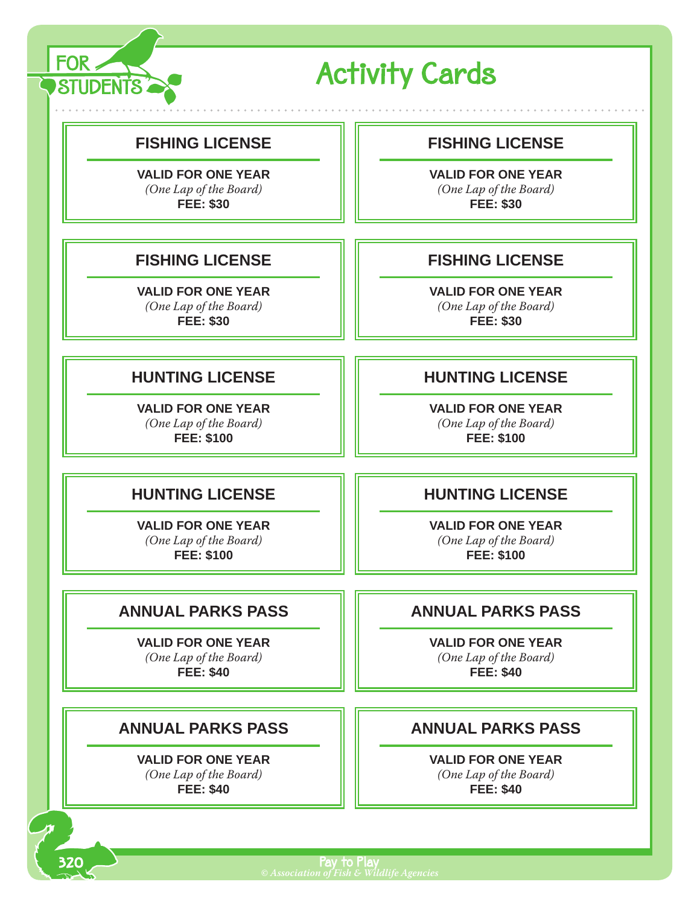FOR STUDENTS

# Activity Cards

**FISHING LICENSE**

**VALID FOR ONE YEAR**
*(One Lap of the Board)*
**FEE: $30**

**FISHING LICENSE**

**VALID FOR ONE YEAR**
*(One Lap of the Board)*
**FEE: $30**

**FISHING LICENSE**

**VALID FOR ONE YEAR**
*(One Lap of the Board)*
**FEE: $30**

**FISHING LICENSE**

**VALID FOR ONE YEAR**
*(One Lap of the Board)*
**FEE: $30**

**HUNTING LICENSE**

**VALID FOR ONE YEAR**
*(One Lap of the Board)*
**FEE: $100**

**HUNTING LICENSE**

**VALID FOR ONE YEAR**
*(One Lap of the Board)*
**FEE: $100**

**HUNTING LICENSE**

**VALID FOR ONE YEAR**
*(One Lap of the Board)*
**FEE: $100**

**HUNTING LICENSE**

**VALID FOR ONE YEAR**
*(One Lap of the Board)*
**FEE: $100**

**ANNUAL PARKS PASS**

**VALID FOR ONE YEAR**
*(One Lap of the Board)*
**FEE: $40**

**ANNUAL PARKS PASS**

**VALID FOR ONE YEAR**
*(One Lap of the Board)*
**FEE: $40**

**ANNUAL PARKS PASS**

**VALID FOR ONE YEAR**
*(One Lap of the Board)*
**FEE: $40**

**ANNUAL PARKS PASS**

**VALID FOR ONE YEAR**
*(One Lap of the Board)*
**FEE: $40**